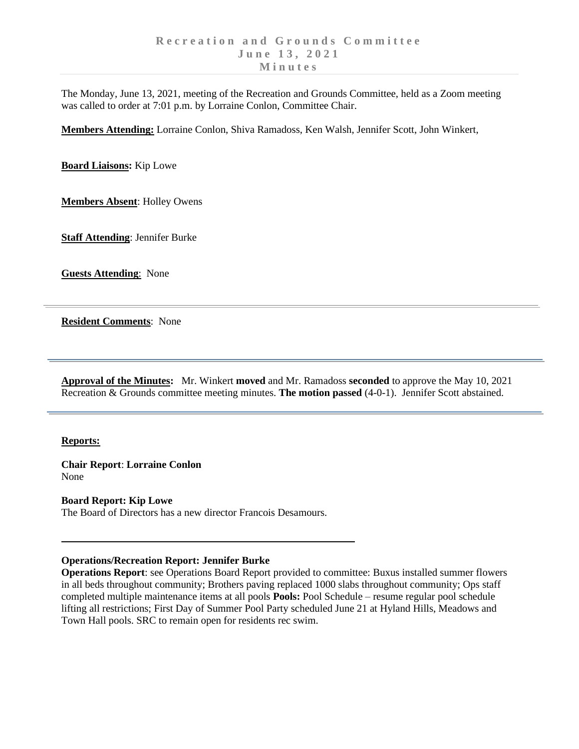# Recreation and Grounds Committee
## June 13, 2021
## Minutes

The Monday, June 13, 2021, meeting of the Recreation and Grounds Committee, held as a Zoom meeting was called to order at 7:01 p.m. by Lorraine Conlon, Committee Chair.

**Members Attending:** Lorraine Conlon, Shiva Ramadoss, Ken Walsh, Jennifer Scott, John Winkert,

**Board Liaisons:** Kip Lowe

**Members Absent**: Holley Owens

**Staff Attending**: Jennifer Burke

**Guests Attending**: None

---

**Resident Comments**: None

---

**Approval of the Minutes:** Mr. Winkert **moved** and Mr. Ramadoss **seconded** to approve the May 10, 2021 Recreation & Grounds committee meeting minutes. **The motion passed** (4-0-1). Jennifer Scott abstained.

---

**Reports:**

**Chair Report**: **Lorraine Conlon**
None

**Board Report: Kip Lowe**
The Board of Directors has a new director Francois Desamours.

---

**Operations/Recreation Report: Jennifer Burke**
**Operations Report**: see Operations Board Report provided to committee: Buxus installed summer flowers in all beds throughout community; Brothers paving replaced 1000 slabs throughout community; Ops staff completed multiple maintenance items at all pools **Pools:** Pool Schedule – resume regular pool schedule lifting all restrictions; First Day of Summer Pool Party scheduled June 21 at Hyland Hills, Meadows and Town Hall pools. SRC to remain open for residents rec swim.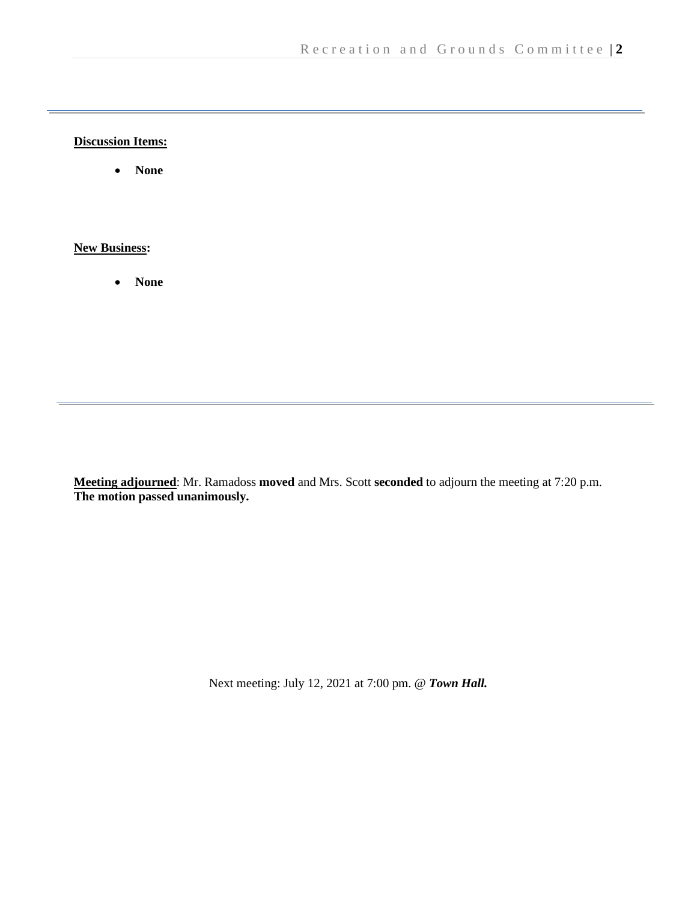**Discussion Items:**

- **None**

**New Business:**

- **None**

---

**Meeting adjourned**: Mr. Ramadoss **moved** and Mrs. Scott **seconded** to adjourn the meeting at 7:20 p.m. **The motion passed unanimously.**

Next meeting: July 12, 2021 at 7:00 pm. @ ***Town Hall.***